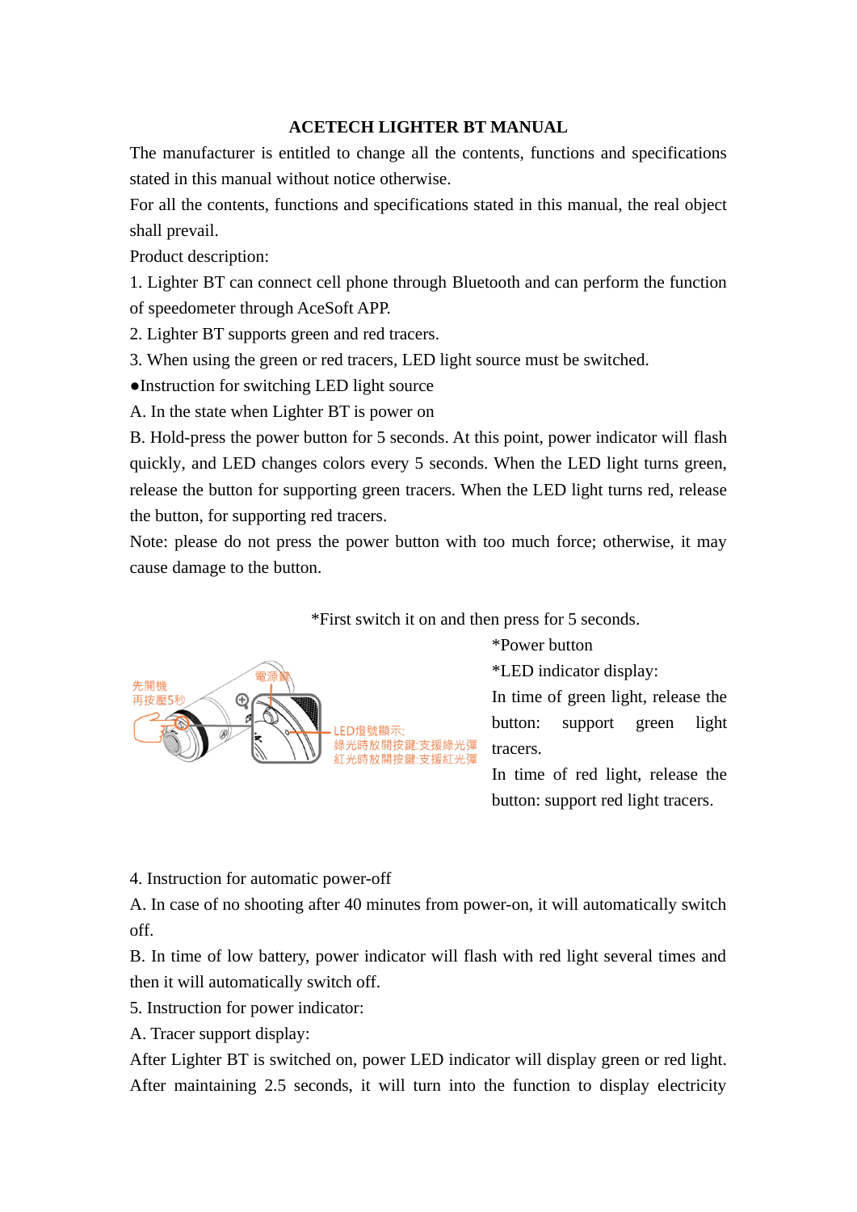# ACETECH LIGHTER BT MANUAL

The manufacturer is entitled to change all the contents, functions and specifications stated in this manual without notice otherwise.

For all the contents, functions and specifications stated in this manual, the real object shall prevail.

Product description:

1. Lighter BT can connect cell phone through Bluetooth and can perform the function of speedometer through AceSoft APP.
2. Lighter BT supports green and red tracers.
3. When using the green or red tracers, LED light source must be switched.

●Instruction for switching LED light source

A. In the state when Lighter BT is power on

B. Hold-press the power button for 5 seconds. At this point, power indicator will flash quickly, and LED changes colors every 5 seconds. When the LED light turns green, release the button for supporting green tracers. When the LED light turns red, release the button, for supporting red tracers.

Note: please do not press the power button with too much force; otherwise, it may cause damage to the button.

*First switch it on and then press for 5 seconds.

先開機
再按壓5秒

電源鍵

LED燈號顯示:
綠光時放開按鍵:支援綠光彈
紅光時放開按鍵:支援紅光彈

*Power button

*LED indicator display:

In time of green light, release the button: support green light tracers.

In time of red light, release the button: support red light tracers.

4. Instruction for automatic power-off

A. In case of no shooting after 40 minutes from power-on, it will automatically switch off.

B. In time of low battery, power indicator will flash with red light several times and then it will automatically switch off.

5. Instruction for power indicator:

A. Tracer support display:

After Lighter BT is switched on, power LED indicator will display green or red light. After maintaining 2.5 seconds, it will turn into the function to display electricity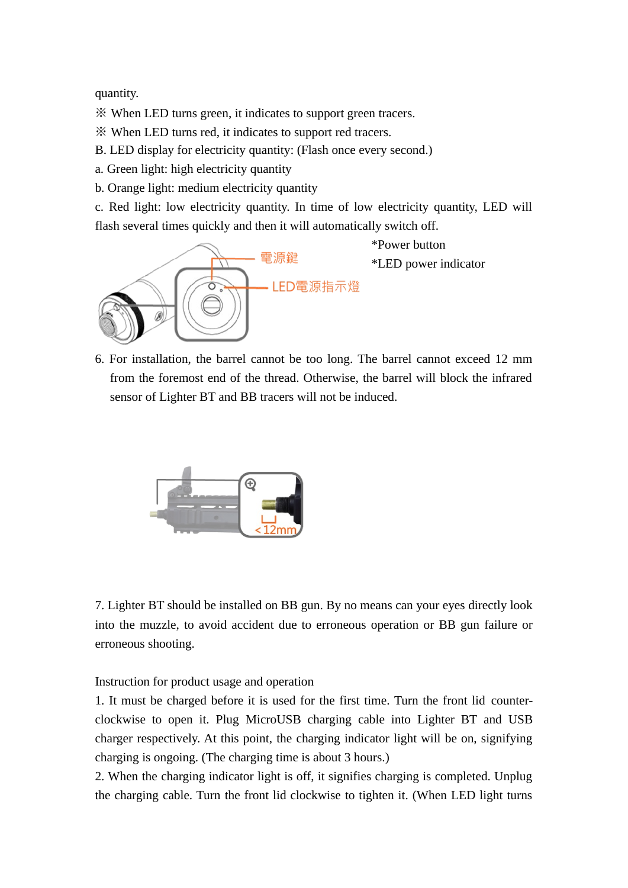quantity.

※ When LED turns green, it indicates to support green tracers.

※ When LED turns red, it indicates to support red tracers.

B. LED display for electricity quantity: (Flash once every second.)

a. Green light: high electricity quantity

b. Orange light: medium electricity quantity

c. Red light: low electricity quantity. In time of low electricity quantity, LED will flash several times quickly and then it will automatically switch off.

*Power button

*LED power indicator

6. For installation, the barrel cannot be too long. The barrel cannot exceed 12 mm from the foremost end of the thread. Otherwise, the barrel will block the infrared sensor of Lighter BT and BB tracers will not be induced.

7. Lighter BT should be installed on BB gun. By no means can your eyes directly look into the muzzle, to avoid accident due to erroneous operation or BB gun failure or erroneous shooting.

Instruction for product usage and operation

1. It must be charged before it is used for the first time. Turn the front lid counter-clockwise to open it. Plug MicroUSB charging cable into Lighter BT and USB charger respectively. At this point, the charging indicator light will be on, signifying charging is ongoing. (The charging time is about 3 hours.)

2. When the charging indicator light is off, it signifies charging is completed. Unplug the charging cable. Turn the front lid clockwise to tighten it. (When LED light turns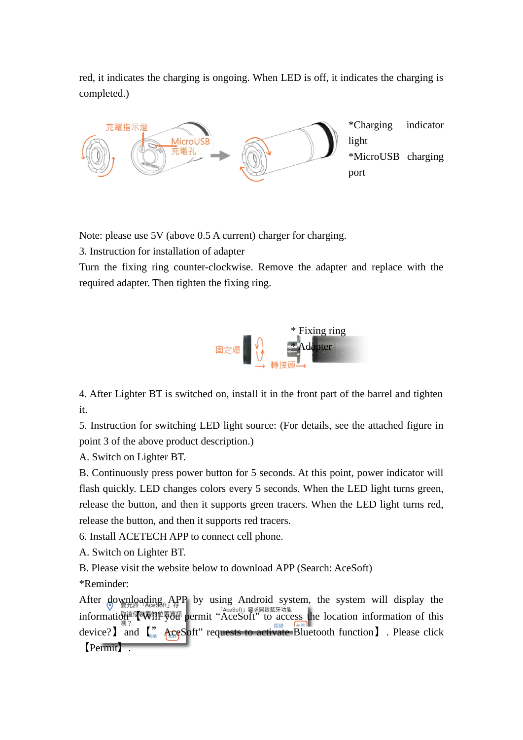red, it indicates the charging is ongoing. When LED is off, it indicates the charging is completed.)

*Charging indicator light
*MicroUSB charging port

Note: please use 5V (above 0.5 A current) charger for charging.

3. Instruction for installation of adapter

Turn the fixing ring counter-clockwise. Remove the adapter and replace with the required adapter. Then tighten the fixing ring.

* Fixing ring
* Adapter

4. After Lighter BT is switched on, install it in the front part of the barrel and tighten it.

5. Instruction for switching LED light source: (For details, see the attached figure in point 3 of the above product description.)

A. Switch on Lighter BT.

B. Continuously press power button for 5 seconds. At this point, power indicator will flash quickly. LED changes colors every 5 seconds. When the LED light turns green, release the button, and then it supports green tracers. When the LED light turns red, release the button, and then it supports red tracers.

6. Install ACETECH APP to connect cell phone.

A. Switch on Lighter BT.

B. Please visit the website below to download APP (Search: AceSoft)

*Reminder:

After downloading APP by using Android system, the system will display the information【Will you permit “AceSoft” to access the location information of this device?】 and 【” AceSoft” requests to activate Bluetooth function】. Please click 【Permit】.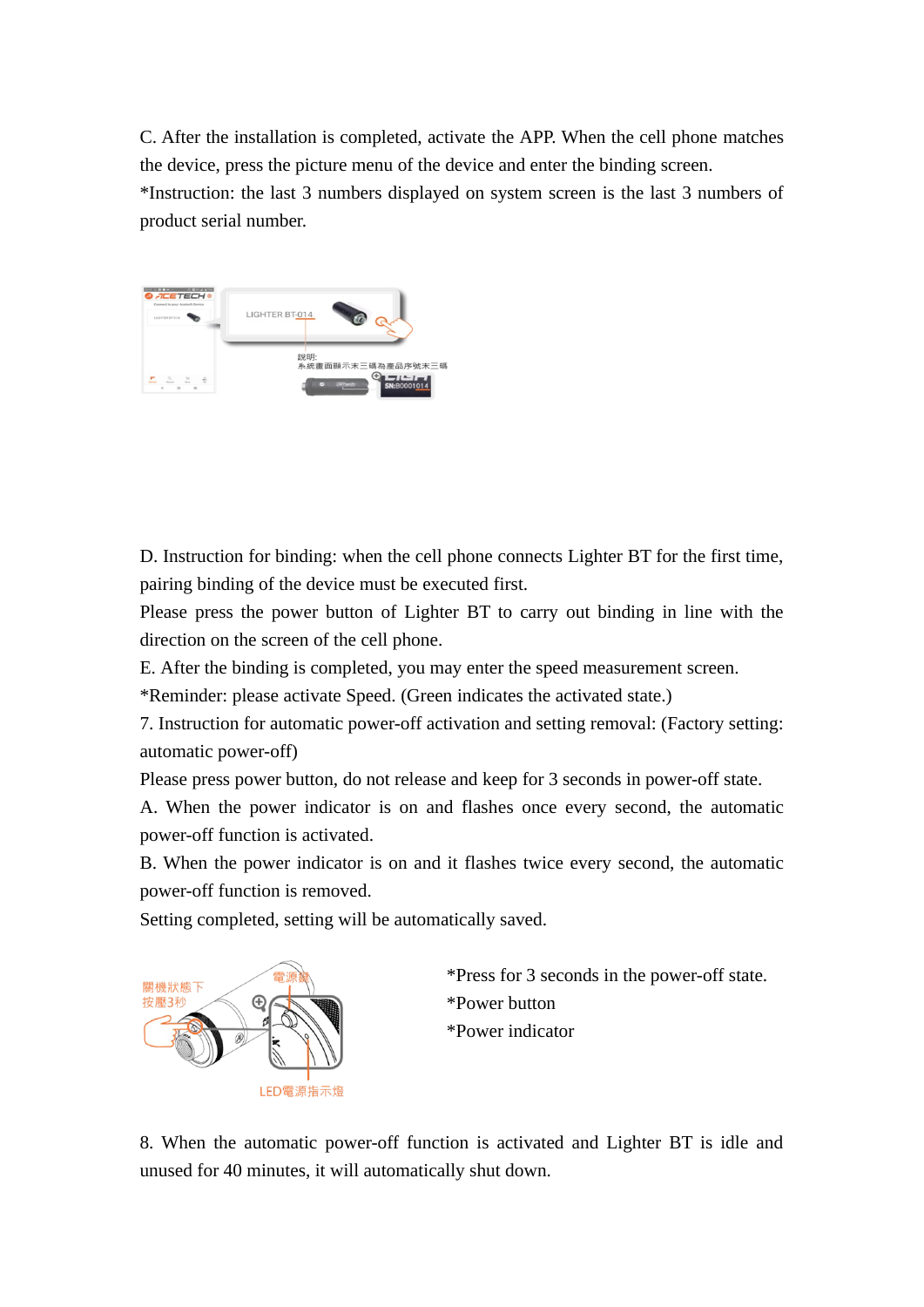C. After the installation is completed, activate the APP. When the cell phone matches the device, press the picture menu of the device and enter the binding screen.

*Instruction: the last 3 numbers displayed on system screen is the last 3 numbers of product serial number.

D. Instruction for binding: when the cell phone connects Lighter BT for the first time, pairing binding of the device must be executed first.

Please press the power button of Lighter BT to carry out binding in line with the direction on the screen of the cell phone.

E. After the binding is completed, you may enter the speed measurement screen.

*Reminder: please activate Speed. (Green indicates the activated state.)

7. Instruction for automatic power-off activation and setting removal: (Factory setting: automatic power-off)

Please press power button, do not release and keep for 3 seconds in power-off state.

A. When the power indicator is on and flashes once every second, the automatic power-off function is activated.

B. When the power indicator is on and it flashes twice every second, the automatic power-off function is removed.

Setting completed, setting will be automatically saved.

*Press for 3 seconds in the power-off state.
*Power button
*Power indicator

8. When the automatic power-off function is activated and Lighter BT is idle and unused for 40 minutes, it will automatically shut down.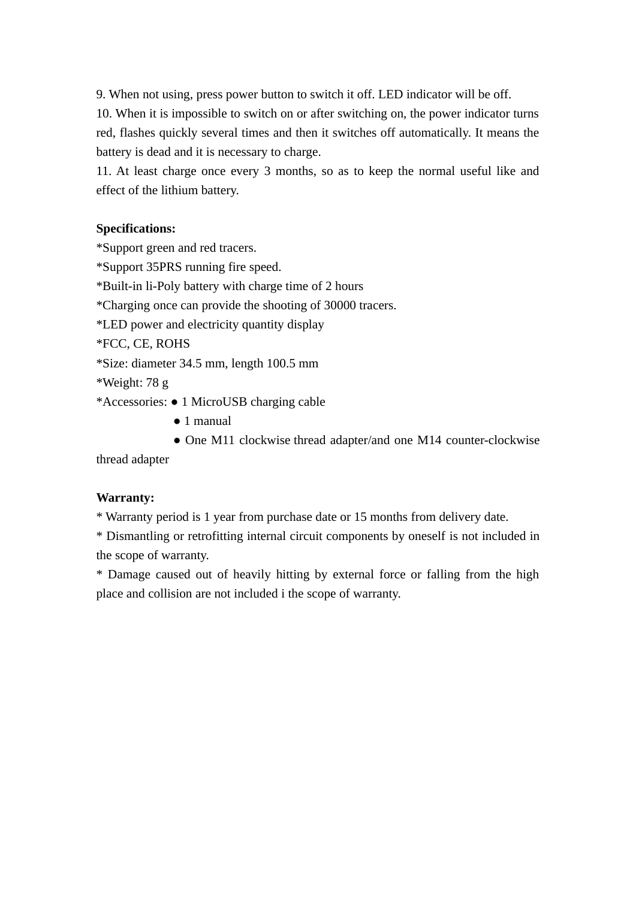9. When not using, press power button to switch it off. LED indicator will be off.
10. When it is impossible to switch on or after switching on, the power indicator turns red, flashes quickly several times and then it switches off automatically. It means the battery is dead and it is necessary to charge.
11. At least charge once every 3 months, so as to keep the normal useful like and effect of the lithium battery.

**Specifications:**

*Support green and red tracers.
*Support 35PRS running fire speed.
*Built-in li-Poly battery with charge time of 2 hours
*Charging once can provide the shooting of 30000 tracers.
*LED power and electricity quantity display
*FCC, CE, ROHS
*Size: diameter 34.5 mm, length 100.5 mm
*Weight: 78 g
*Accessories: ● 1 MicroUSB charging cable
● 1 manual
● One M11 clockwise thread adapter/and one M14 counter-clockwise thread adapter

**Warranty:**

* Warranty period is 1 year from purchase date or 15 months from delivery date.
* Dismantling or retrofitting internal circuit components by oneself is not included in the scope of warranty.
* Damage caused out of heavily hitting by external force or falling from the high place and collision are not included i the scope of warranty.